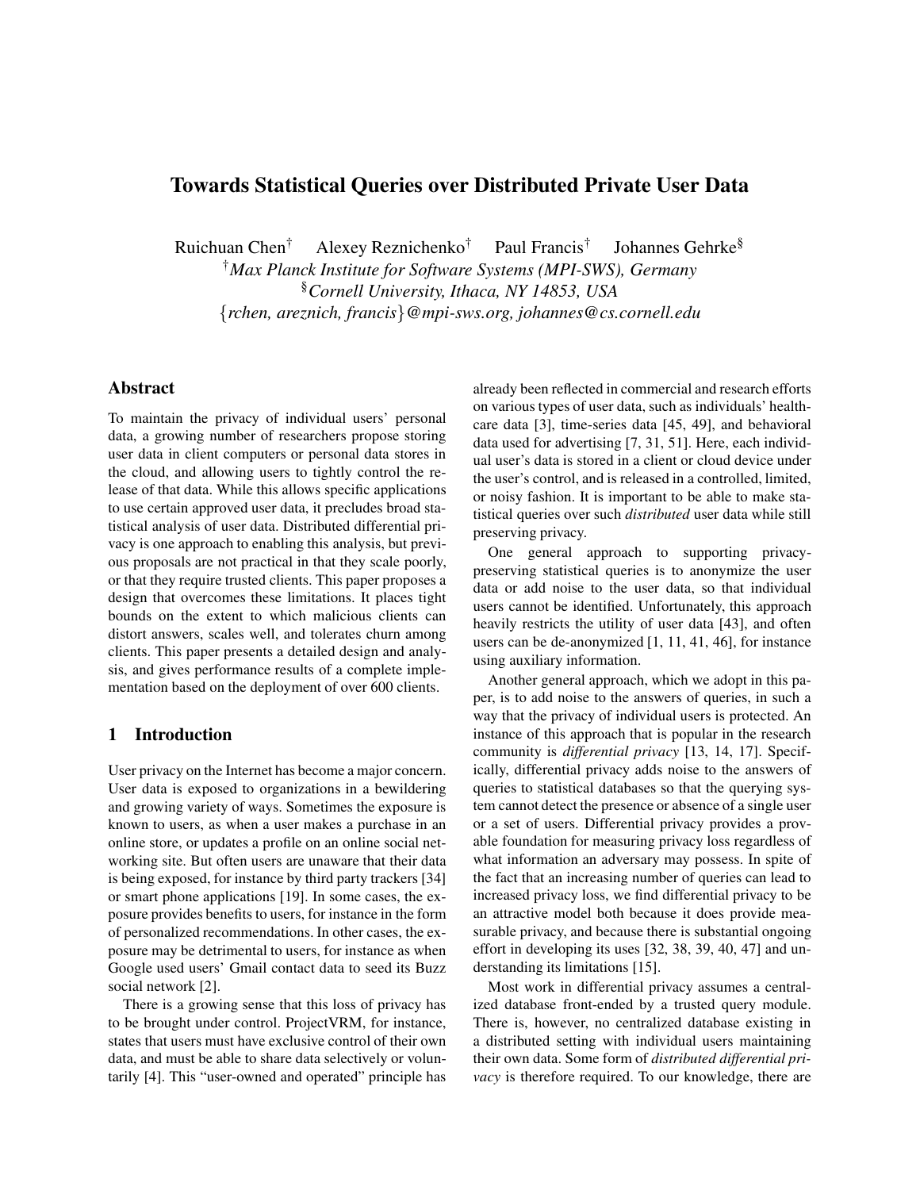# Towards Statistical Queries over Distributed Private User Data

Ruichuan Chen[†] Alexey Reznichenko[†] Paul Francis[†] Johannes Gehrke[§]

[†] *Max Planck Institute for Software Systems (MPI-SWS), Germany*

[§] *Cornell University, Ithaca, NY 14853, USA*

{*rchen, areznich, francis*}*@mpi-sws.org, johannes@cs.cornell.edu*

## Abstract

To maintain the privacy of individual users' personal data, a growing number of researchers propose storing user data in client computers or personal data stores in the cloud, and allowing users to tightly control the release of that data. While this allows specific applications to use certain approved user data, it precludes broad statistical analysis of user data. Distributed differential privacy is one approach to enabling this analysis, but previous proposals are not practical in that they scale poorly, or that they require trusted clients. This paper proposes a design that overcomes these limitations. It places tight bounds on the extent to which malicious clients can distort answers, scales well, and tolerates churn among clients. This paper presents a detailed design and analysis, and gives performance results of a complete implementation based on the deployment of over 600 clients.

## 1 Introduction

User privacy on the Internet has become a major concern. User data is exposed to organizations in a bewildering and growing variety of ways. Sometimes the exposure is known to users, as when a user makes a purchase in an online store, or updates a profile on an online social networking site. But often users are unaware that their data is being exposed, for instance by third party trackers [34] or smart phone applications [19]. In some cases, the exposure provides benefits to users, for instance in the form of personalized recommendations. In other cases, the exposure may be detrimental to users, for instance as when Google used users' Gmail contact data to seed its Buzz social network [2].

There is a growing sense that this loss of privacy has to be brought under control. ProjectVRM, for instance, states that users must have exclusive control of their own data, and must be able to share data selectively or voluntarily [4]. This "user-owned and operated" principle has already been reflected in commercial and research efforts on various types of user data, such as individuals' healthcare data [3], time-series data [45, 49], and behavioral data used for advertising [7, 31, 51]. Here, each individual user's data is stored in a client or cloud device under the user's control, and is released in a controlled, limited, or noisy fashion. It is important to be able to make statistical queries over such *distributed* user data while still preserving privacy.

One general approach to supporting privacy-preserving statistical queries is to anonymize the user data or add noise to the user data, so that individual users cannot be identified. Unfortunately, this approach heavily restricts the utility of user data [43], and often users can be de-anonymized [1, 11, 41, 46], for instance using auxiliary information.

Another general approach, which we adopt in this paper, is to add noise to the answers of queries, in such a way that the privacy of individual users is protected. An instance of this approach that is popular in the research community is *differential privacy* [13, 14, 17]. Specifically, differential privacy adds noise to the answers of queries to statistical databases so that the querying system cannot detect the presence or absence of a single user or a set of users. Differential privacy provides a provable foundation for measuring privacy loss regardless of what information an adversary may possess. In spite of the fact that an increasing number of queries can lead to increased privacy loss, we find differential privacy to be an attractive model both because it does provide measurable privacy, and because there is substantial ongoing effort in developing its uses [32, 38, 39, 40, 47] and understanding its limitations [15].

Most work in differential privacy assumes a centralized database front-ended by a trusted query module. There is, however, no centralized database existing in a distributed setting with individual users maintaining their own data. Some form of *distributed differential privacy* is therefore required. To our knowledge, there are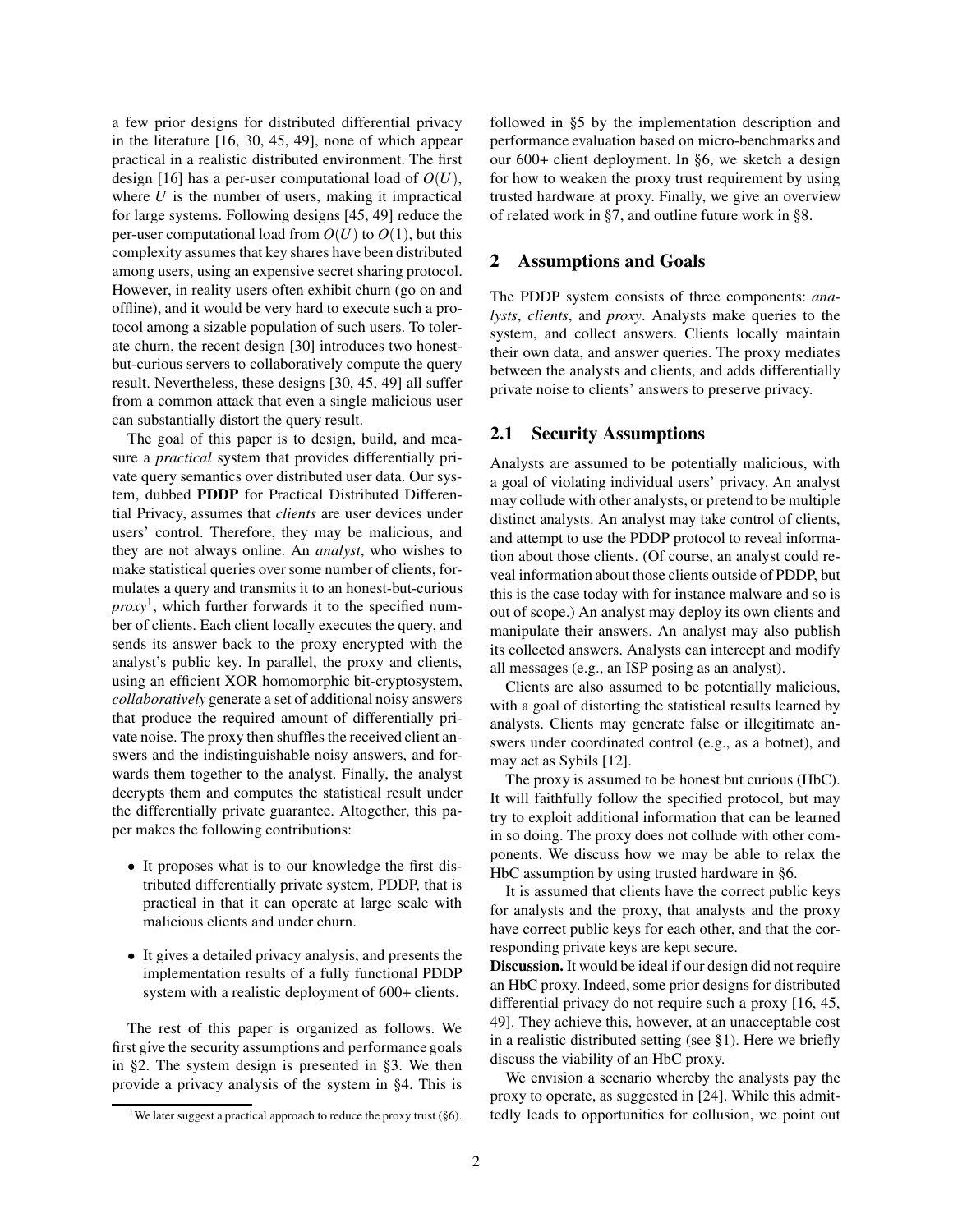a few prior designs for distributed differential privacy in the literature [16, 30, 45, 49], none of which appear practical in a realistic distributed environment. The first design [16] has a per-user computational load of $O(U)$, where $U$ is the number of users, making it impractical for large systems. Following designs [45, 49] reduce the per-user computational load from $O(U)$ to $O(1)$, but this complexity assumes that key shares have been distributed among users, using an expensive secret sharing protocol. However, in reality users often exhibit churn (go on and offline), and it would be very hard to execute such a protocol among a sizable population of such users. To tolerate churn, the recent design [30] introduces two honest-but-curious servers to collaboratively compute the query result. Nevertheless, these designs [30, 45, 49] all suffer from a common attack that even a single malicious user can substantially distort the query result.

The goal of this paper is to design, build, and measure a *practical* system that provides differentially private query semantics over distributed user data. Our system, dubbed **PDDP** for Practical Distributed Differential Privacy, assumes that *clients* are user devices under users' control. Therefore, they may be malicious, and they are not always online. An *analyst*, who wishes to make statistical queries over some number of clients, formulates a query and transmits it to an honest-but-curious *proxy*[1], which further forwards it to the specified number of clients. Each client locally executes the query, and sends its answer back to the proxy encrypted with the analyst's public key. In parallel, the proxy and clients, using an efficient XOR homomorphic bit-cryptosystem, *collaboratively* generate a set of additional noisy answers that produce the required amount of differentially private noise. The proxy then shuffles the received client answers and the indistinguishable noisy answers, and forwards them together to the analyst. Finally, the analyst decrypts them and computes the statistical result under the differentially private guarantee. Altogether, this paper makes the following contributions:

- It proposes what is to our knowledge the first distributed differentially private system, PDDP, that is practical in that it can operate at large scale with malicious clients and under churn.
- It gives a detailed privacy analysis, and presents the implementation results of a fully functional PDDP system with a realistic deployment of 600+ clients.

The rest of this paper is organized as follows. We first give the security assumptions and performance goals in §2. The system design is presented in §3. We then provide a privacy analysis of the system in §4. This is followed in §5 by the implementation description and performance evaluation based on micro-benchmarks and our 600+ client deployment. In §6, we sketch a design for how to weaken the proxy trust requirement by using trusted hardware at proxy. Finally, we give an overview of related work in §7, and outline future work in §8.

[1] We later suggest a practical approach to reduce the proxy trust (§6).

## 2 Assumptions and Goals

The PDDP system consists of three components: *analysts*, *clients*, and *proxy*. Analysts make queries to the system, and collect answers. Clients locally maintain their own data, and answer queries. The proxy mediates between the analysts and clients, and adds differentially private noise to clients' answers to preserve privacy.

### 2.1 Security Assumptions

Analysts are assumed to be potentially malicious, with a goal of violating individual users' privacy. An analyst may collude with other analysts, or pretend to be multiple distinct analysts. An analyst may take control of clients, and attempt to use the PDDP protocol to reveal information about those clients. (Of course, an analyst could reveal information about those clients outside of PDDP, but this is the case today with for instance malware and so is out of scope.) An analyst may deploy its own clients and manipulate their answers. An analyst may also publish its collected answers. Analysts can intercept and modify all messages (e.g., an ISP posing as an analyst).

Clients are also assumed to be potentially malicious, with a goal of distorting the statistical results learned by analysts. Clients may generate false or illegitimate answers under coordinated control (e.g., as a botnet), and may act as Sybils [12].

The proxy is assumed to be honest but curious (HbC). It will faithfully follow the specified protocol, but may try to exploit additional information that can be learned in so doing. The proxy does not collude with other components. We discuss how we may be able to relax the HbC assumption by using trusted hardware in §6.

It is assumed that clients have the correct public keys for analysts and the proxy, that analysts and the proxy have correct public keys for each other, and that the corresponding private keys are kept secure.

**Discussion.** It would be ideal if our design did not require an HbC proxy. Indeed, some prior designs for distributed differential privacy do not require such a proxy [16, 45, 49]. They achieve this, however, at an unacceptable cost in a realistic distributed setting (see §1). Here we briefly discuss the viability of an HbC proxy.

We envision a scenario whereby the analysts pay the proxy to operate, as suggested in [24]. While this admittedly leads to opportunities for collusion, we point out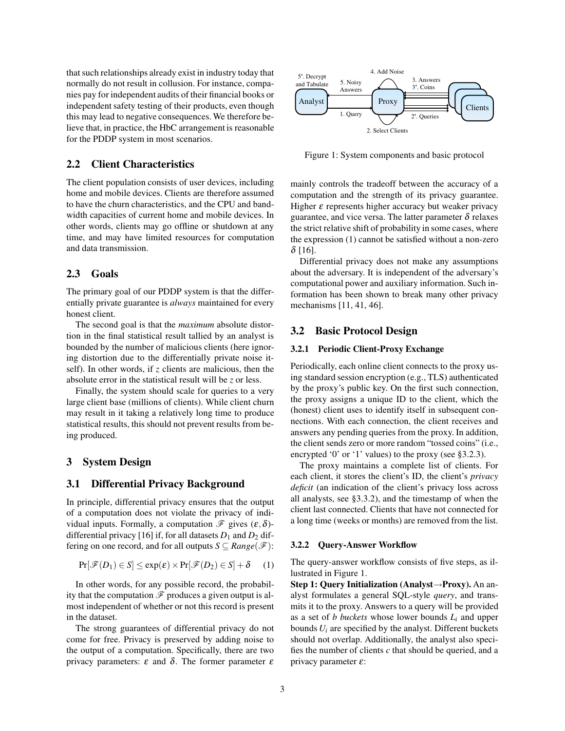that such relationships already exist in industry today that normally do not result in collusion. For instance, companies pay for independent audits of their financial books or independent safety testing of their products, even though this may lead to negative consequences. We therefore believe that, in practice, the HbC arrangement is reasonable for the PDDP system in most scenarios.

## 2.2 Client Characteristics

The client population consists of user devices, including home and mobile devices. Clients are therefore assumed to have the churn characteristics, and the CPU and bandwidth capacities of current home and mobile devices. In other words, clients may go offline or shutdown at any time, and may have limited resources for computation and data transmission.

## 2.3 Goals

The primary goal of our PDDP system is that the differentially private guarantee is *always* maintained for every honest client.

The second goal is that the *maximum* absolute distortion in the final statistical result tallied by an analyst is bounded by the number of malicious clients (here ignoring distortion due to the differentially private noise itself). In other words, if $z$ clients are malicious, then the absolute error in the statistical result will be $z$ or less.

Finally, the system should scale for queries to a very large client base (millions of clients). While client churn may result in it taking a relatively long time to produce statistical results, this should not prevent results from being produced.

# 3 System Design

## 3.1 Differential Privacy Background

In principle, differential privacy ensures that the output of a computation does not violate the privacy of individual inputs. Formally, a computation $\mathscr{F}$ gives $(\varepsilon, \delta)$-differential privacy [16] if, for all datasets $D_1$ and $D_2$ differing on one record, and for all outputs $S \subseteq Range(\mathscr{F})$:

$$\Pr[\mathscr{F}(D_1) \in S] \leq \exp(\varepsilon) \times \Pr[\mathscr{F}(D_2) \in S] + \delta \quad (1)$$

In other words, for any possible record, the probability that the computation $\mathscr{F}$ produces a given output is almost independent of whether or not this record is present in the dataset.

The strong guarantees of differential privacy do not come for free. Privacy is preserved by adding noise to the output of a computation. Specifically, there are two privacy parameters: $\varepsilon$ and $\delta$. The former parameter $\varepsilon$ mainly controls the tradeoff between the accuracy of a computation and the strength of its privacy guarantee. Higher $\varepsilon$ represents higher accuracy but weaker privacy guarantee, and vice versa. The latter parameter $\delta$ relaxes the strict relative shift of probability in some cases, where the expression (1) cannot be satisfied without a non-zero $\delta$ [16].

Differential privacy does not make any assumptions about the adversary. It is independent of the adversary's computational power and auxiliary information. Such information has been shown to break many other privacy mechanisms [11, 41, 46].

Figure 1: System components and basic protocol

## 3.2 Basic Protocol Design

### 3.2.1 Periodic Client-Proxy Exchange

Periodically, each online client connects to the proxy using standard session encryption (e.g., TLS) authenticated by the proxy's public key. On the first such connection, the proxy assigns a unique ID to the client, which the (honest) client uses to identify itself in subsequent connections. With each connection, the client receives and answers any pending queries from the proxy. In addition, the client sends zero or more random "tossed coins" (i.e., encrypted '0' or '1' values) to the proxy (see §3.2.3).

The proxy maintains a complete list of clients. For each client, it stores the client's ID, the client's *privacy deficit* (an indication of the client's privacy loss across all analysts, see §3.3.2), and the timestamp of when the client last connected. Clients that have not connected for a long time (weeks or months) are removed from the list.

### 3.2.2 Query-Answer Workflow

The query-answer workflow consists of five steps, as illustrated in Figure 1.

**Step 1: Query Initialization (Analyst→Proxy).** An analyst formulates a general SQL-style *query*, and transmits it to the proxy. Answers to a query will be provided as a set of $b$ *buckets* whose lower bounds $L_i$ and upper bounds $U_i$ are specified by the analyst. Different buckets should not overlap. Additionally, the analyst also specifies the number of clients $c$ that should be queried, and a privacy parameter $\varepsilon$: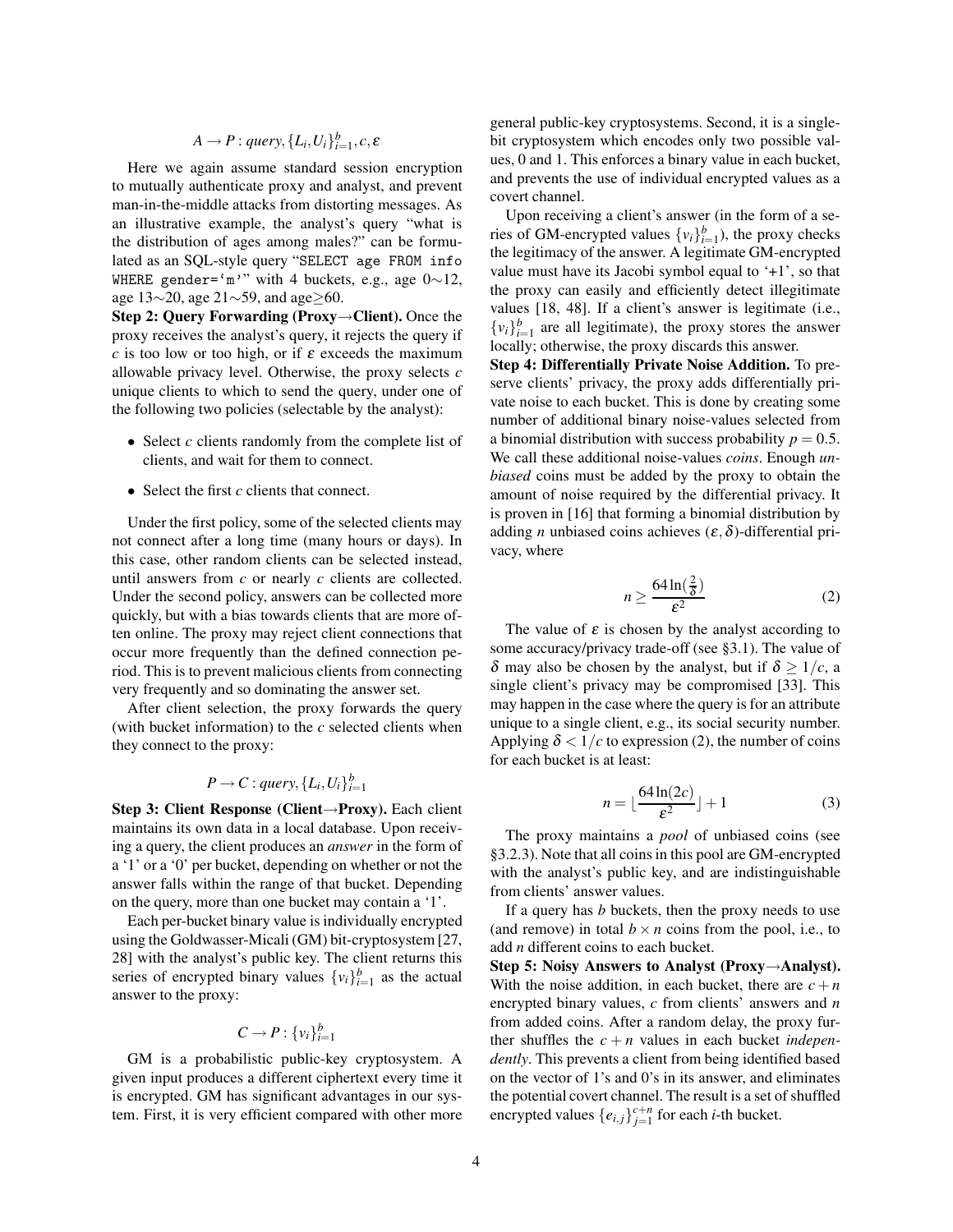$$A \rightarrow P : query, \{L_i, U_i\}_{i=1}^{b}, c, \varepsilon$$

Here we again assume standard session encryption to mutually authenticate proxy and analyst, and prevent man-in-the-middle attacks from distorting messages. As an illustrative example, the analyst's query "what is the distribution of ages among males?" can be formulated as an SQL-style query "`SELECT age FROM info WHERE gender='m'`" with 4 buckets, e.g., age 0∼12, age 13∼20, age 21∼59, and age≥60.

**Step 2: Query Forwarding (Proxy→Client).** Once the proxy receives the analyst's query, it rejects the query if $c$ is too low or too high, or if $\varepsilon$ exceeds the maximum allowable privacy level. Otherwise, the proxy selects $c$ unique clients to which to send the query, under one of the following two policies (selectable by the analyst):

- Select $c$ clients randomly from the complete list of clients, and wait for them to connect.
- Select the first $c$ clients that connect.

Under the first policy, some of the selected clients may not connect after a long time (many hours or days). In this case, other random clients can be selected instead, until answers from $c$ or nearly $c$ clients are collected. Under the second policy, answers can be collected more quickly, but with a bias towards clients that are more often online. The proxy may reject client connections that occur more frequently than the defined connection period. This is to prevent malicious clients from connecting very frequently and so dominating the answer set.

After client selection, the proxy forwards the query (with bucket information) to the $c$ selected clients when they connect to the proxy:

$$P \rightarrow C : query, \{L_i, U_i\}_{i=1}^{b}$$

**Step 3: Client Response (Client→Proxy).** Each client maintains its own data in a local database. Upon receiving a query, the client produces an *answer* in the form of a '1' or a '0' per bucket, depending on whether or not the answer falls within the range of that bucket. Depending on the query, more than one bucket may contain a '1'.

Each per-bucket binary value is individually encrypted using the Goldwasser-Micali (GM) bit-cryptosystem [27, 28] with the analyst's public key. The client returns this series of encrypted binary values $\{v_i\}_{i=1}^{b}$ as the actual answer to the proxy:

$$C \rightarrow P : \{v_i\}_{i=1}^{b}$$

GM is a probabilistic public-key cryptosystem. A given input produces a different ciphertext every time it is encrypted. GM has significant advantages in our system. First, it is very efficient compared with other more general public-key cryptosystems. Second, it is a single-bit cryptosystem which encodes only two possible values, 0 and 1. This enforces a binary value in each bucket, and prevents the use of individual encrypted values as a covert channel.

Upon receiving a client's answer (in the form of a series of GM-encrypted values $\{v_i\}_{i=1}^{b}$), the proxy checks the legitimacy of the answer. A legitimate GM-encrypted value must have its Jacobi symbol equal to '+1', so that the proxy can easily and efficiently detect illegitimate values [18, 48]. If a client's answer is legitimate (i.e., $\{v_i\}_{i=1}^{b}$ are all legitimate), the proxy stores the answer locally; otherwise, the proxy discards this answer.

**Step 4: Differentially Private Noise Addition.** To preserve clients' privacy, the proxy adds differentially private noise to each bucket. This is done by creating some number of additional binary noise-values selected from a binomial distribution with success probability $p = 0.5$. We call these additional noise-values *coins*. Enough *unbiased* coins must be added by the proxy to obtain the amount of noise required by the differential privacy. It is proven in [16] that forming a binomial distribution by adding $n$ unbiased coins achieves $(\varepsilon, \delta)$-differential privacy, where

$$n \geq \frac{64 \ln(\frac{2}{\delta})}{\varepsilon^2} \tag{2}$$

The value of $\varepsilon$ is chosen by the analyst according to some accuracy/privacy trade-off (see §3.1). The value of $\delta$ may also be chosen by the analyst, but if $\delta \geq 1/c$, a single client's privacy may be compromised [33]. This may happen in the case where the query is for an attribute unique to a single client, e.g., its social security number. Applying $\delta < 1/c$ to expression (2), the number of coins for each bucket is at least:

$$n = \lfloor \frac{64 \ln(2c)}{\varepsilon^2} \rfloor + 1 \tag{3}$$

The proxy maintains a *pool* of unbiased coins (see §3.2.3). Note that all coins in this pool are GM-encrypted with the analyst's public key, and are indistinguishable from clients' answer values.

If a query has $b$ buckets, then the proxy needs to use (and remove) in total $b \times n$ coins from the pool, i.e., to add $n$ different coins to each bucket.

**Step 5: Noisy Answers to Analyst (Proxy→Analyst).** With the noise addition, in each bucket, there are $c + n$ encrypted binary values, $c$ from clients' answers and $n$ from added coins. After a random delay, the proxy further shuffles the $c + n$ values in each bucket *independently*. This prevents a client from being identified based on the vector of 1's and 0's in its answer, and eliminates the potential covert channel. The result is a set of shuffled encrypted values $\{e_{i,j}\}_{j=1}^{c+n}$ for each $i$-th bucket.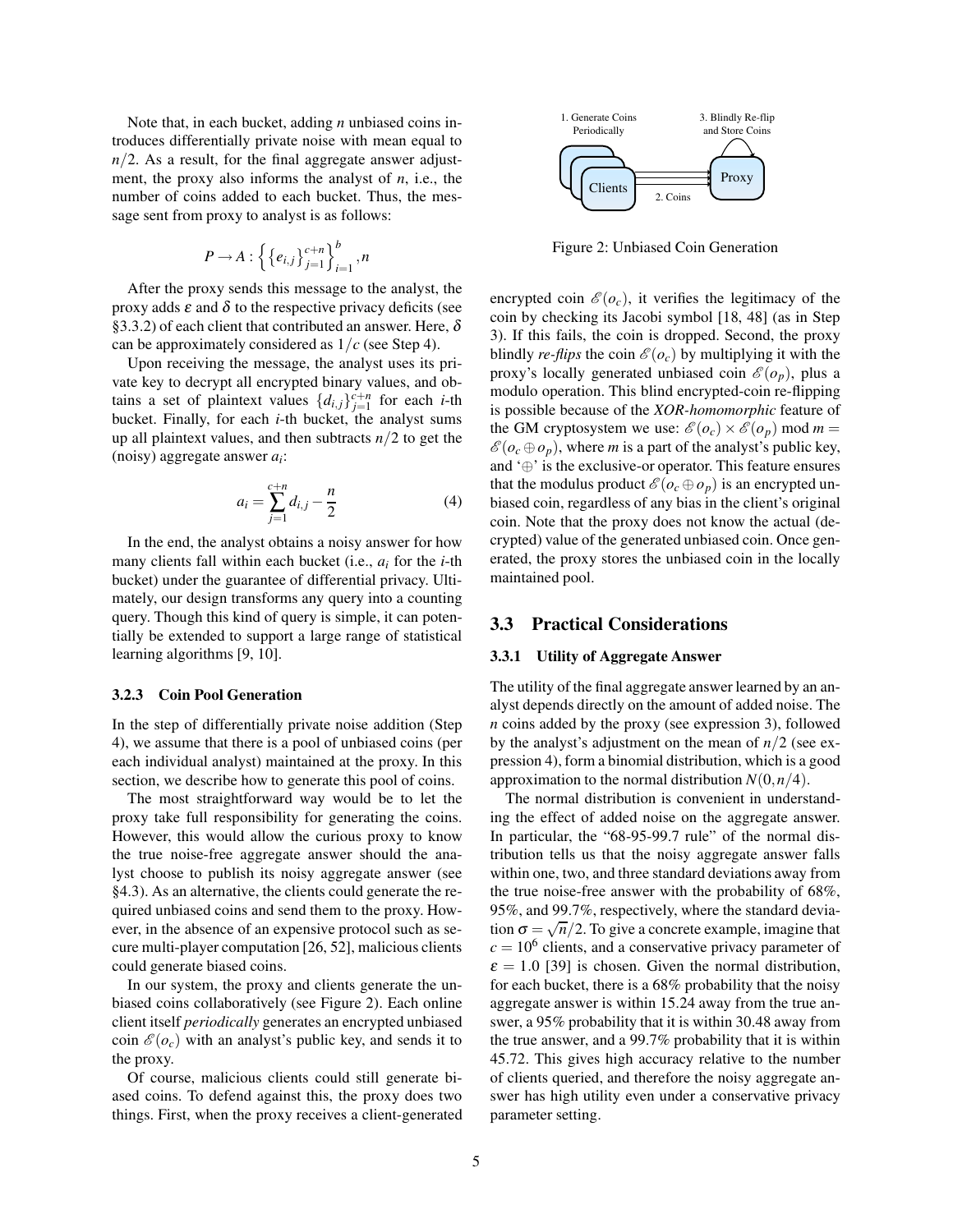Note that, in each bucket, adding $n$ unbiased coins introduces differentially private noise with mean equal to $n/2$. As a result, for the final aggregate answer adjustment, the proxy also informs the analyst of $n$, i.e., the number of coins added to each bucket. Thus, the message sent from proxy to analyst is as follows:

$$P \rightarrow A : \left\{ \left\{ e_{i,j} \right\}_{j=1}^{c+n} \right\}_{i=1}^{b}, n$$

After the proxy sends this message to the analyst, the proxy adds $\varepsilon$ and $\delta$ to the respective privacy deficits (see §3.3.2) of each client that contributed an answer. Here, $\delta$ can be approximately considered as $1/c$ (see Step 4).

Upon receiving the message, the analyst uses its private key to decrypt all encrypted binary values, and obtains a set of plaintext values $\{d_{i,j}\}_{j=1}^{c+n}$ for each $i$-th bucket. Finally, for each $i$-th bucket, the analyst sums up all plaintext values, and then subtracts $n/2$ to get the (noisy) aggregate answer $a_i$:

$$a_i = \sum_{j=1}^{c+n} d_{i,j} - \frac{n}{2} \tag{4}$$

In the end, the analyst obtains a noisy answer for how many clients fall within each bucket (i.e., $a_i$ for the $i$-th bucket) under the guarantee of differential privacy. Ultimately, our design transforms any query into a counting query. Though this kind of query is simple, it can potentially be extended to support a large range of statistical learning algorithms [9, 10].

#### 3.2.3 Coin Pool Generation

In the step of differentially private noise addition (Step 4), we assume that there is a pool of unbiased coins (per each individual analyst) maintained at the proxy. In this section, we describe how to generate this pool of coins.

The most straightforward way would be to let the proxy take full responsibility for generating the coins. However, this would allow the curious proxy to know the true noise-free aggregate answer should the analyst choose to publish its noisy aggregate answer (see §4.3). As an alternative, the clients could generate the required unbiased coins and send them to the proxy. However, in the absence of an expensive protocol such as secure multi-player computation [26, 52], malicious clients could generate biased coins.

In our system, the proxy and clients generate the unbiased coins collaboratively (see Figure 2). Each online client itself *periodically* generates an encrypted unbiased coin $\mathscr{E}(o_c)$ with an analyst's public key, and sends it to the proxy.

Of course, malicious clients could still generate biased coins. To defend against this, the proxy does two things. First, when the proxy receives a client-generated encrypted coin $\mathscr{E}(o_c)$, it verifies the legitimacy of the coin by checking its Jacobi symbol [18, 48] (as in Step 3). If this fails, the coin is dropped. Second, the proxy blindly *re-flips* the coin $\mathscr{E}(o_c)$ by multiplying it with the proxy's locally generated unbiased coin $\mathscr{E}(o_p)$, plus a modulo operation. This blind encrypted-coin re-flipping is possible because of the ***XOR-homomorphic*** feature of the GM cryptosystem we use: $\mathscr{E}(o_c) \times \mathscr{E}(o_p) \bmod m = \mathscr{E}(o_c \oplus o_p)$, where $m$ is a part of the analyst's public key, and '$\oplus$' is the exclusive-or operator. This feature ensures that the modulus product $\mathscr{E}(o_c \oplus o_p)$ is an encrypted unbiased coin, regardless of any bias in the client's original coin. Note that the proxy does not know the actual (decrypted) value of the generated unbiased coin. Once generated, the proxy stores the unbiased coin in the locally maintained pool.

Figure 2: Unbiased Coin Generation

### 3.3 Practical Considerations

#### 3.3.1 Utility of Aggregate Answer

The utility of the final aggregate answer learned by an analyst depends directly on the amount of added noise. The $n$ coins added by the proxy (see expression 3), followed by the analyst's adjustment on the mean of $n/2$ (see expression 4), form a binomial distribution, which is a good approximation to the normal distribution $N(0, n/4)$.

The normal distribution is convenient in understanding the effect of added noise on the aggregate answer. In particular, the "68-95-99.7 rule" of the normal distribution tells us that the noisy aggregate answer falls within one, two, and three standard deviations away from the true noise-free answer with the probability of 68%, 95%, and 99.7%, respectively, where the standard deviation $\sigma = \sqrt{n}/2$. To give a concrete example, imagine that $c = 10^6$ clients, and a conservative privacy parameter of $\varepsilon = 1.0$ [39] is chosen. Given the normal distribution, for each bucket, there is a 68% probability that the noisy aggregate answer is within 15.24 away from the true answer, a 95% probability that it is within 30.48 away from the true answer, and a 99.7% probability that it is within 45.72. This gives high accuracy relative to the number of clients queried, and therefore the noisy aggregate answer has high utility even under a conservative privacy parameter setting.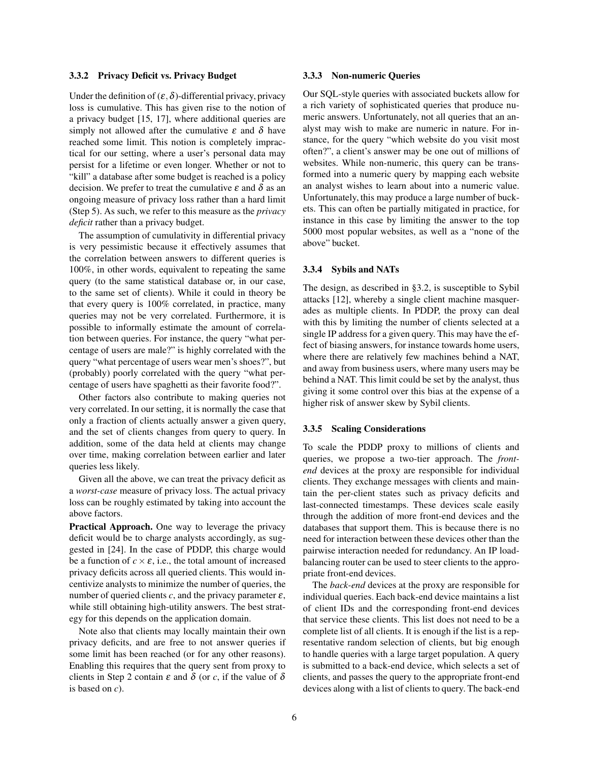### 3.3.2 Privacy Deficit vs. Privacy Budget

Under the definition of $(\varepsilon, \delta)$-differential privacy, privacy loss is cumulative. This has given rise to the notion of a privacy budget [15, 17], where additional queries are simply not allowed after the cumulative $\varepsilon$ and $\delta$ have reached some limit. This notion is completely impractical for our setting, where a user's personal data may persist for a lifetime or even longer. Whether or not to "kill" a database after some budget is reached is a policy decision. We prefer to treat the cumulative $\varepsilon$ and $\delta$ as an ongoing measure of privacy loss rather than a hard limit (Step 5). As such, we refer to this measure as the *privacy deficit* rather than a privacy budget.

The assumption of cumulativity in differential privacy is very pessimistic because it effectively assumes that the correlation between answers to different queries is 100%, in other words, equivalent to repeating the same query (to the same statistical database or, in our case, to the same set of clients). While it could in theory be that every query is 100% correlated, in practice, many queries may not be very correlated. Furthermore, it is possible to informally estimate the amount of correlation between queries. For instance, the query "what percentage of users are male?" is highly correlated with the query "what percentage of users wear men's shoes?", but (probably) poorly correlated with the query "what percentage of users have spaghetti as their favorite food?".

Other factors also contribute to making queries not very correlated. In our setting, it is normally the case that only a fraction of clients actually answer a given query, and the set of clients changes from query to query. In addition, some of the data held at clients may change over time, making correlation between earlier and later queries less likely.

Given all the above, we can treat the privacy deficit as a *worst-case* measure of privacy loss. The actual privacy loss can be roughly estimated by taking into account the above factors.

**Practical Approach.** One way to leverage the privacy deficit would be to charge analysts accordingly, as suggested in [24]. In the case of PDDP, this charge would be a function of $c \times \varepsilon$, i.e., the total amount of increased privacy deficits across all queried clients. This would incentivize analysts to minimize the number of queries, the number of queried clients $c$, and the privacy parameter $\varepsilon$, while still obtaining high-utility answers. The best strategy for this depends on the application domain.

Note also that clients may locally maintain their own privacy deficits, and are free to not answer queries if some limit has been reached (or for any other reasons). Enabling this requires that the query sent from proxy to clients in Step 2 contain $\varepsilon$ and $\delta$ (or $c$, if the value of $\delta$ is based on $c$).

### 3.3.3 Non-numeric Queries

Our SQL-style queries with associated buckets allow for a rich variety of sophisticated queries that produce numeric answers. Unfortunately, not all queries that an analyst may wish to make are numeric in nature. For instance, for the query "which website do you visit most often?", a client's answer may be one out of millions of websites. While non-numeric, this query can be transformed into a numeric query by mapping each website an analyst wishes to learn about into a numeric value. Unfortunately, this may produce a large number of buckets. This can often be partially mitigated in practice, for instance in this case by limiting the answer to the top 5000 most popular websites, as well as a "none of the above" bucket.

### 3.3.4 Sybils and NATs

The design, as described in §3.2, is susceptible to Sybil attacks [12], whereby a single client machine masquerades as multiple clients. In PDDP, the proxy can deal with this by limiting the number of clients selected at a single IP address for a given query. This may have the effect of biasing answers, for instance towards home users, where there are relatively few machines behind a NAT, and away from business users, where many users may be behind a NAT. This limit could be set by the analyst, thus giving it some control over this bias at the expense of a higher risk of answer skew by Sybil clients.

### 3.3.5 Scaling Considerations

To scale the PDDP proxy to millions of clients and queries, we propose a two-tier approach. The *front-end* devices at the proxy are responsible for individual clients. They exchange messages with clients and maintain the per-client states such as privacy deficits and last-connected timestamps. These devices scale easily through the addition of more front-end devices and the databases that support them. This is because there is no need for interaction between these devices other than the pairwise interaction needed for redundancy. An IP load-balancing router can be used to steer clients to the appropriate front-end devices.

The *back-end* devices at the proxy are responsible for individual queries. Each back-end device maintains a list of client IDs and the corresponding front-end devices that service these clients. This list does not need to be a complete list of all clients. It is enough if the list is a representative random selection of clients, but big enough to handle queries with a large target population. A query is submitted to a back-end device, which selects a set of clients, and passes the query to the appropriate front-end devices along with a list of clients to query. The back-end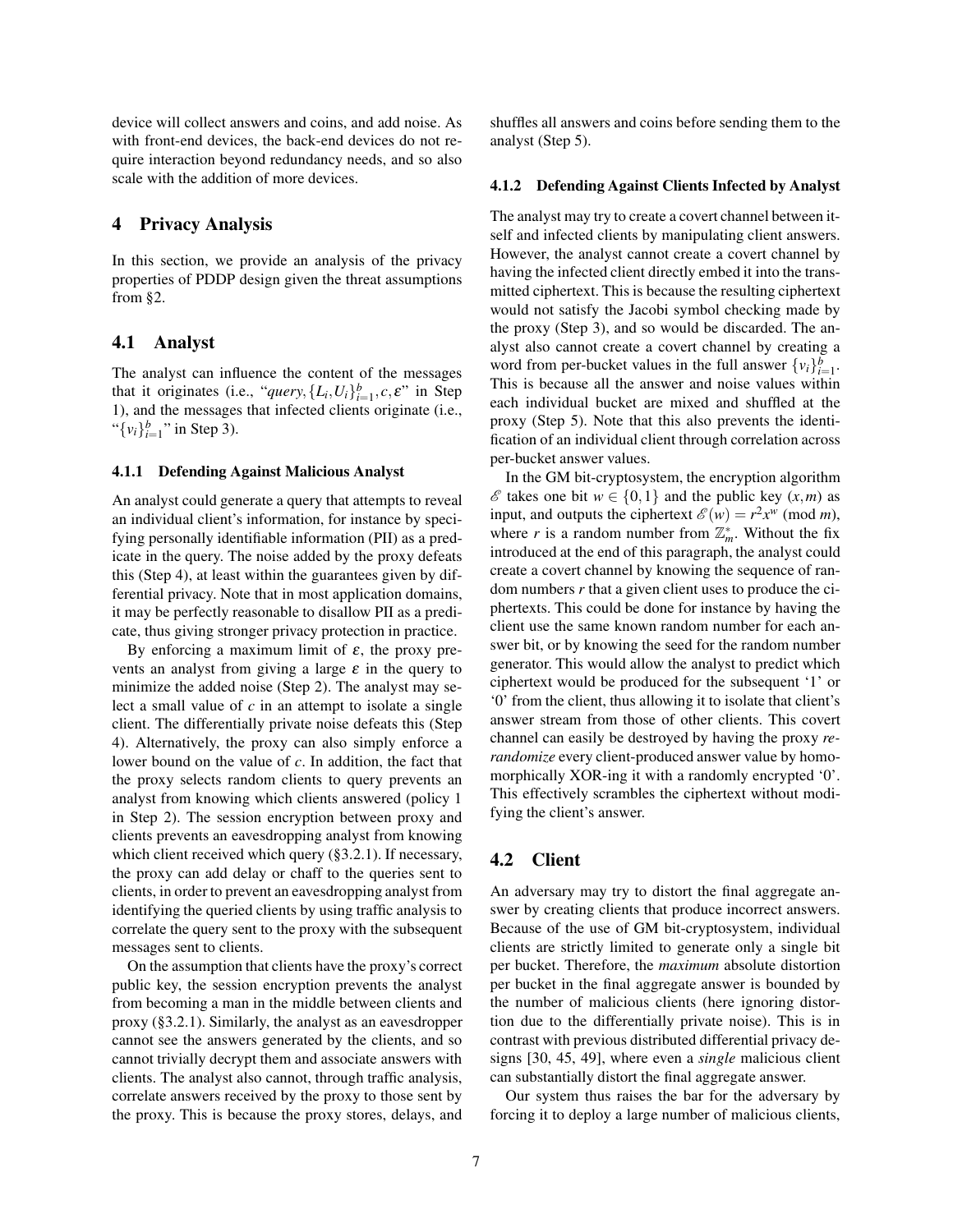device will collect answers and coins, and add noise. As with front-end devices, the back-end devices do not require interaction beyond redundancy needs, and so also scale with the addition of more devices.

# 4 Privacy Analysis

In this section, we provide an analysis of the privacy properties of PDDP design given the threat assumptions from §2.

## 4.1 Analyst

The analyst can influence the content of the messages that it originates (i.e., "*query*, $\{L_i, U_i\}_{i=1}^{b}, c, \varepsilon$" in Step 1), and the messages that infected clients originate (i.e., "$\{v_i\}_{i=1}^{b}$" in Step 3).

### 4.1.1 Defending Against Malicious Analyst

An analyst could generate a query that attempts to reveal an individual client's information, for instance by specifying personally identifiable information (PII) as a predicate in the query. The noise added by the proxy defeats this (Step 4), at least within the guarantees given by differential privacy. Note that in most application domains, it may be perfectly reasonable to disallow PII as a predicate, thus giving stronger privacy protection in practice.

By enforcing a maximum limit of $\varepsilon$, the proxy prevents an analyst from giving a large $\varepsilon$ in the query to minimize the added noise (Step 2). The analyst may select a small value of $c$ in an attempt to isolate a single client. The differentially private noise defeats this (Step 4). Alternatively, the proxy can also simply enforce a lower bound on the value of $c$. In addition, the fact that the proxy selects random clients to query prevents an analyst from knowing which clients answered (policy 1 in Step 2). The session encryption between proxy and clients prevents an eavesdropping analyst from knowing which client received which query (§3.2.1). If necessary, the proxy can add delay or chaff to the queries sent to clients, in order to prevent an eavesdropping analyst from identifying the queried clients by using traffic analysis to correlate the query sent to the proxy with the subsequent messages sent to clients.

On the assumption that clients have the proxy's correct public key, the session encryption prevents the analyst from becoming a man in the middle between clients and proxy (§3.2.1). Similarly, the analyst as an eavesdropper cannot see the answers generated by the clients, and so cannot trivially decrypt them and associate answers with clients. The analyst also cannot, through traffic analysis, correlate answers received by the proxy to those sent by the proxy. This is because the proxy stores, delays, and shuffles all answers and coins before sending them to the analyst (Step 5).

### 4.1.2 Defending Against Clients Infected by Analyst

The analyst may try to create a covert channel between itself and infected clients by manipulating client answers. However, the analyst cannot create a covert channel by having the infected client directly embed it into the transmitted ciphertext. This is because the resulting ciphertext would not satisfy the Jacobi symbol checking made by the proxy (Step 3), and so would be discarded. The analyst also cannot create a covert channel by creating a word from per-bucket values in the full answer $\{v_i\}_{i=1}^{b}$. This is because all the answer and noise values within each individual bucket are mixed and shuffled at the proxy (Step 5). Note that this also prevents the identification of an individual client through correlation across per-bucket answer values.

In the GM bit-cryptosystem, the encryption algorithm $\mathscr{E}$ takes one bit $w \in \{0,1\}$ and the public key $(x,m)$ as input, and outputs the ciphertext $\mathscr{E}(w) = r^2x^w \pmod{m}$, where $r$ is a random number from $\mathbb{Z}_m^*$. Without the fix introduced at the end of this paragraph, the analyst could create a covert channel by knowing the sequence of random numbers $r$ that a given client uses to produce the ciphertexts. This could be done for instance by having the client use the same known random number for each answer bit, or by knowing the seed for the random number generator. This would allow the analyst to predict which ciphertext would be produced for the subsequent '1' or '0' from the client, thus allowing it to isolate that client's answer stream from those of other clients. This covert channel can easily be destroyed by having the proxy *rerandomize* every client-produced answer value by homomorphically XOR-ing it with a randomly encrypted '0'. This effectively scrambles the ciphertext without modifying the client's answer.

## 4.2 Client

An adversary may try to distort the final aggregate answer by creating clients that produce incorrect answers. Because of the use of GM bit-cryptosystem, individual clients are strictly limited to generate only a single bit per bucket. Therefore, the *maximum* absolute distortion per bucket in the final aggregate answer is bounded by the number of malicious clients (here ignoring distortion due to the differentially private noise). This is in contrast with previous distributed differential privacy designs [30, 45, 49], where even a *single* malicious client can substantially distort the final aggregate answer.

Our system thus raises the bar for the adversary by forcing it to deploy a large number of malicious clients,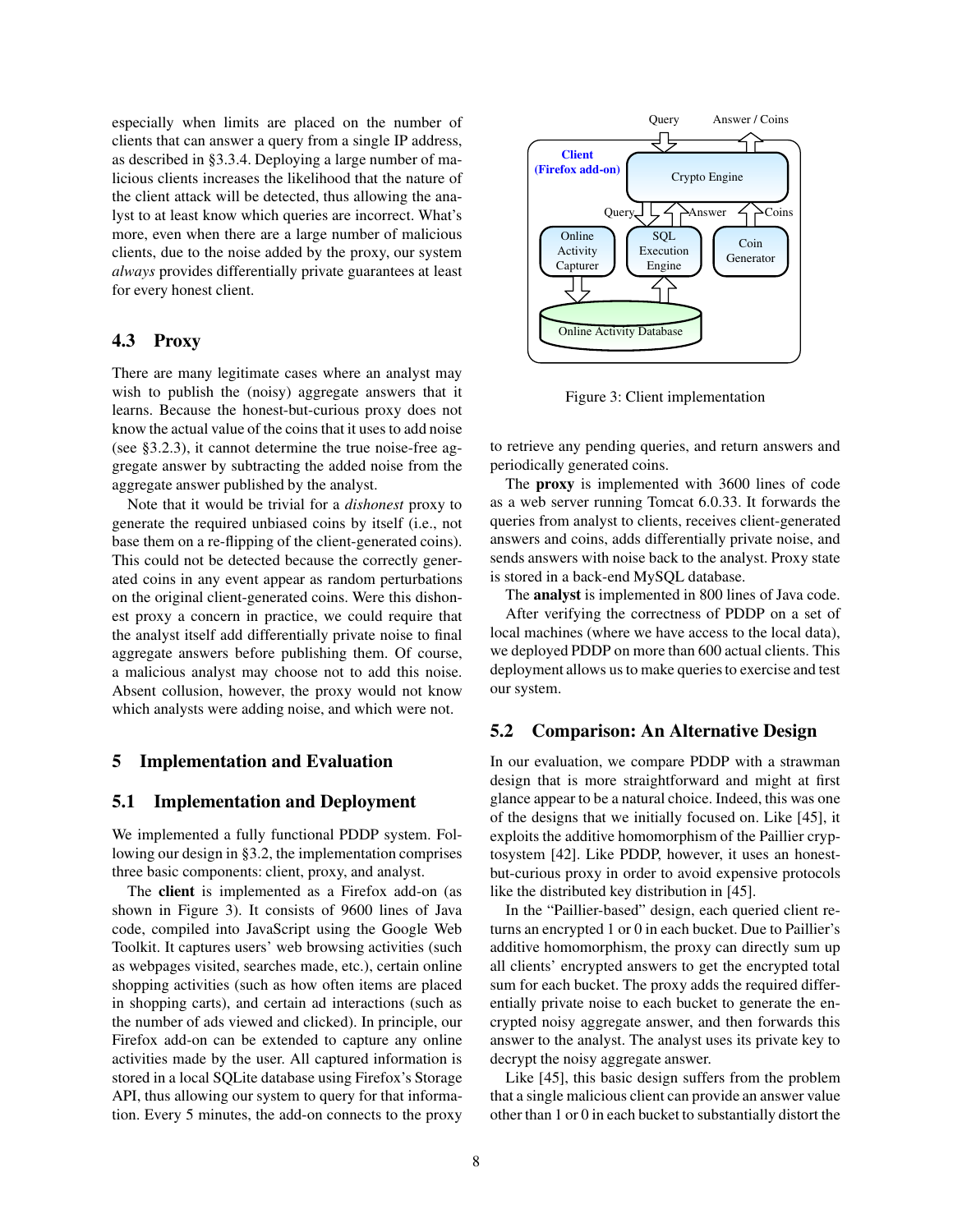especially when limits are placed on the number of clients that can answer a query from a single IP address, as described in §3.3.4. Deploying a large number of malicious clients increases the likelihood that the nature of the client attack will be detected, thus allowing the analyst to at least know which queries are incorrect. What's more, even when there are a large number of malicious clients, due to the noise added by the proxy, our system *always* provides differentially private guarantees at least for every honest client.

### 4.3 Proxy

There are many legitimate cases where an analyst may wish to publish the (noisy) aggregate answers that it learns. Because the honest-but-curious proxy does not know the actual value of the coins that it uses to add noise (see §3.2.3), it cannot determine the true noise-free aggregate answer by subtracting the added noise from the aggregate answer published by the analyst.

Note that it would be trivial for a *dishonest* proxy to generate the required unbiased coins by itself (i.e., not base them on a re-flipping of the client-generated coins). This could not be detected because the correctly generated coins in any event appear as random perturbations on the original client-generated coins. Were this dishonest proxy a concern in practice, we could require that the analyst itself add differentially private noise to final aggregate answers before publishing them. Of course, a malicious analyst may choose not to add this noise. Absent collusion, however, the proxy would not know which analysts were adding noise, and which were not.

## 5 Implementation and Evaluation

### 5.1 Implementation and Deployment

We implemented a fully functional PDDP system. Following our design in §3.2, the implementation comprises three basic components: client, proxy, and analyst.

The **client** is implemented as a Firefox add-on (as shown in Figure 3). It consists of 9600 lines of Java code, compiled into JavaScript using the Google Web Toolkit. It captures users' web browsing activities (such as webpages visited, searches made, etc.), certain online shopping activities (such as how often items are placed in shopping carts), and certain ad interactions (such as the number of ads viewed and clicked). In principle, our Firefox add-on can be extended to capture any online activities made by the user. All captured information is stored in a local SQLite database using Firefox's Storage API, thus allowing our system to query for that information. Every 5 minutes, the add-on connects to the proxy to retrieve any pending queries, and return answers and periodically generated coins.

Figure 3: Client implementation

The **proxy** is implemented with 3600 lines of code as a web server running Tomcat 6.0.33. It forwards the queries from analyst to clients, receives client-generated answers and coins, adds differentially private noise, and sends answers with noise back to the analyst. Proxy state is stored in a back-end MySQL database.

The **analyst** is implemented in 800 lines of Java code.

After verifying the correctness of PDDP on a set of local machines (where we have access to the local data), we deployed PDDP on more than 600 actual clients. This deployment allows us to make queries to exercise and test our system.

### 5.2 Comparison: An Alternative Design

In our evaluation, we compare PDDP with a strawman design that is more straightforward and might at first glance appear to be a natural choice. Indeed, this was one of the designs that we initially focused on. Like [45], it exploits the additive homomorphism of the Paillier cryptosystem [42]. Like PDDP, however, it uses an honest-but-curious proxy in order to avoid expensive protocols like the distributed key distribution in [45].

In the "Paillier-based" design, each queried client returns an encrypted 1 or 0 in each bucket. Due to Paillier's additive homomorphism, the proxy can directly sum up all clients' encrypted answers to get the encrypted total sum for each bucket. The proxy adds the required differentially private noise to each bucket to generate the encrypted noisy aggregate answer, and then forwards this answer to the analyst. The analyst uses its private key to decrypt the noisy aggregate answer.

Like [45], this basic design suffers from the problem that a single malicious client can provide an answer value other than 1 or 0 in each bucket to substantially distort the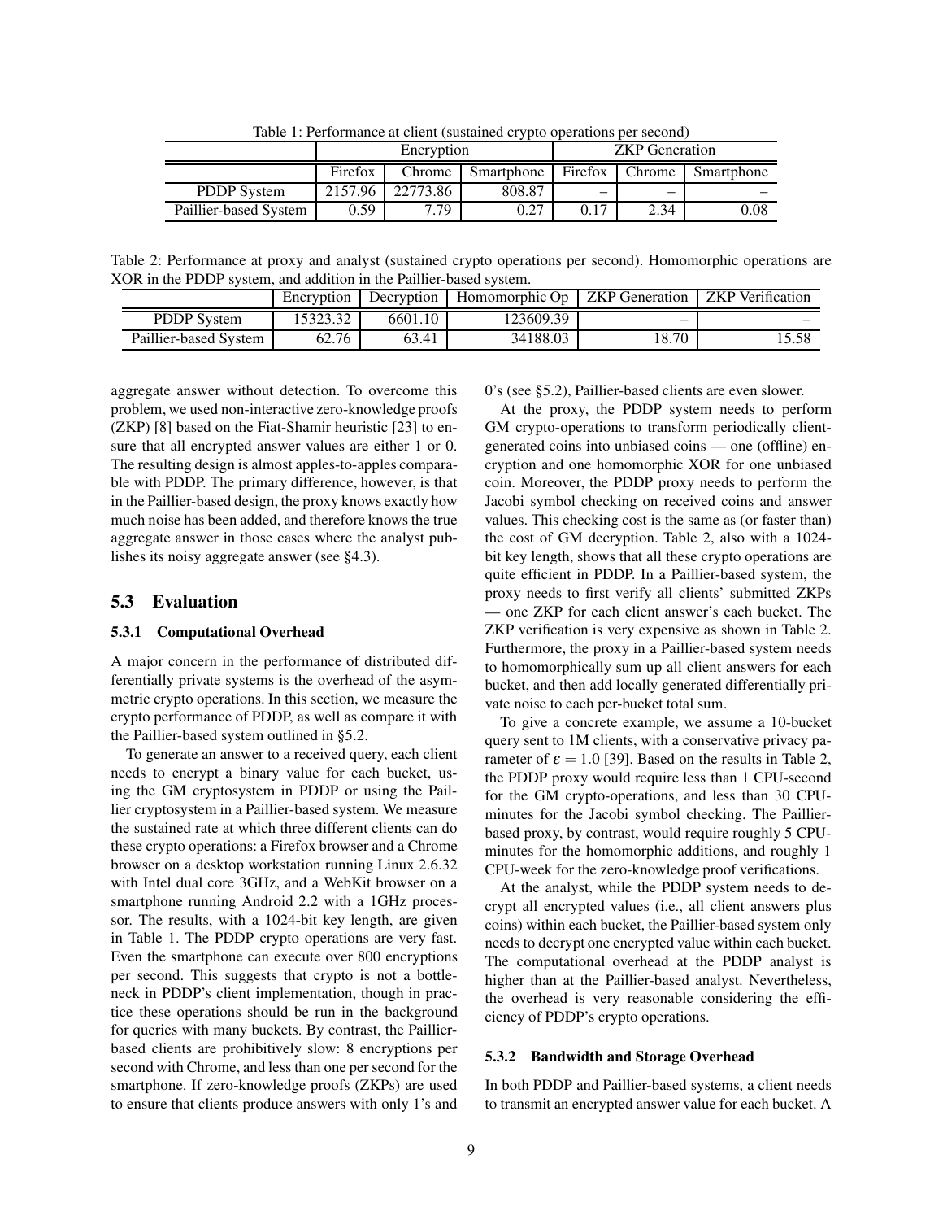Table 1: Performance at client (sustained crypto operations per second)

| | Encryption | | | ZKP Generation | | |
|---|---|---|---|---|---|---|
| | Firefox | Chrome | Smartphone | Firefox | Chrome | Smartphone |
| PDDP System | 2157.96 | 22773.86 | 808.87 | – | – | – |
| Paillier-based System | 0.59 | 7.79 | 0.27 | 0.17 | 2.34 | 0.08 |

Table 2: Performance at proxy and analyst (sustained crypto operations per second). Homomorphic operations are XOR in the PDDP system, and addition in the Paillier-based system.

| | Encryption | Decryption | Homomorphic Op | ZKP Generation | ZKP Verification |
|---|---|---|---|---|---|
| PDDP System | 15323.32 | 6601.10 | 123609.39 | – | – |
| Paillier-based System | 62.76 | 63.41 | 34188.03 | 18.70 | 15.58 |

aggregate answer without detection. To overcome this problem, we used non-interactive zero-knowledge proofs (ZKP) [8] based on the Fiat-Shamir heuristic [23] to ensure that all encrypted answer values are either 1 or 0. The resulting design is almost apples-to-apples comparable with PDDP. The primary difference, however, is that in the Paillier-based design, the proxy knows exactly how much noise has been added, and therefore knows the true aggregate answer in those cases where the analyst publishes its noisy aggregate answer (see §4.3).

## 5.3 Evaluation

### 5.3.1 Computational Overhead

A major concern in the performance of distributed differentially private systems is the overhead of the asymmetric crypto operations. In this section, we measure the crypto performance of PDDP, as well as compare it with the Paillier-based system outlined in §5.2.

To generate an answer to a received query, each client needs to encrypt a binary value for each bucket, using the GM cryptosystem in PDDP or using the Paillier cryptosystem in a Paillier-based system. We measure the sustained rate at which three different clients can do these crypto operations: a Firefox browser and a Chrome browser on a desktop workstation running Linux 2.6.32 with Intel dual core 3GHz, and a WebKit browser on a smartphone running Android 2.2 with a 1GHz processor. The results, with a 1024-bit key length, are given in Table 1. The PDDP crypto operations are very fast. Even the smartphone can execute over 800 encryptions per second. This suggests that crypto is not a bottleneck in PDDP's client implementation, though in practice these operations should be run in the background for queries with many buckets. By contrast, the Paillier-based clients are prohibitively slow: 8 encryptions per second with Chrome, and less than one per second for the smartphone. If zero-knowledge proofs (ZKPs) are used to ensure that clients produce answers with only 1's and 0's (see §5.2), Paillier-based clients are even slower.

At the proxy, the PDDP system needs to perform GM crypto-operations to transform periodically client-generated coins into unbiased coins — one (offline) encryption and one homomorphic XOR for one unbiased coin. Moreover, the PDDP proxy needs to perform the Jacobi symbol checking on received coins and answer values. This checking cost is the same as (or faster than) the cost of GM decryption. Table 2, also with a 1024-bit key length, shows that all these crypto operations are quite efficient in PDDP. In a Paillier-based system, the proxy needs to first verify all clients' submitted ZKPs — one ZKP for each client answer's each bucket. The ZKP verification is very expensive as shown in Table 2. Furthermore, the proxy in a Paillier-based system needs to homomorphically sum up all client answers for each bucket, and then add locally generated differentially private noise to each per-bucket total sum.

To give a concrete example, we assume a 10-bucket query sent to 1M clients, with a conservative privacy parameter of $\varepsilon = 1.0$ [39]. Based on the results in Table 2, the PDDP proxy would require less than 1 CPU-second for the GM crypto-operations, and less than 30 CPU-minutes for the Jacobi symbol checking. The Paillier-based proxy, by contrast, would require roughly 5 CPU-minutes for the homomorphic additions, and roughly 1 CPU-week for the zero-knowledge proof verifications.

At the analyst, while the PDDP system needs to decrypt all encrypted values (i.e., all client answers plus coins) within each bucket, the Paillier-based system only needs to decrypt one encrypted value within each bucket. The computational overhead at the PDDP analyst is higher than at the Paillier-based analyst. Nevertheless, the overhead is very reasonable considering the efficiency of PDDP's crypto operations.

### 5.3.2 Bandwidth and Storage Overhead

In both PDDP and Paillier-based systems, a client needs to transmit an encrypted answer value for each bucket. A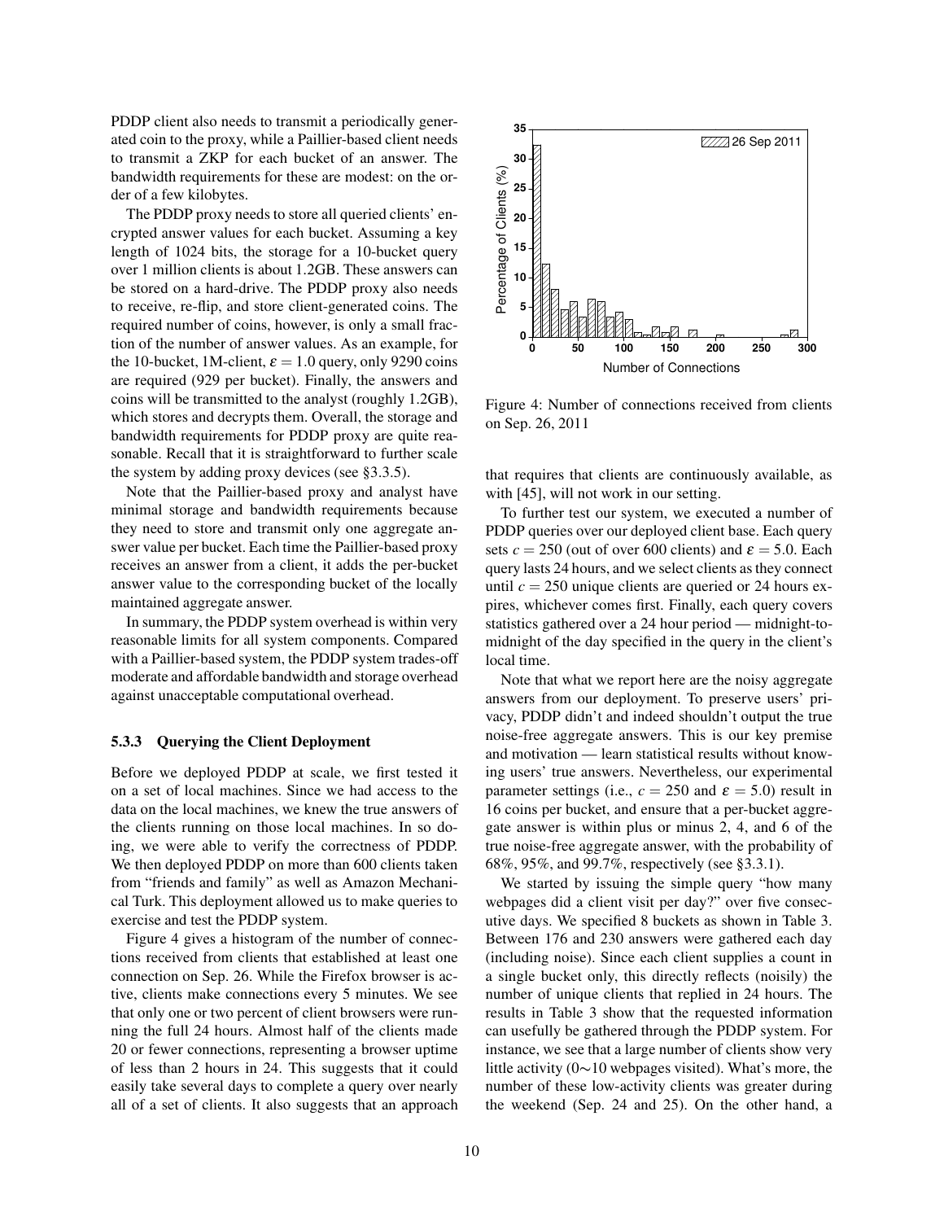PDDP client also needs to transmit a periodically generated coin to the proxy, while a Paillier-based client needs to transmit a ZKP for each bucket of an answer. The bandwidth requirements for these are modest: on the order of a few kilobytes.

The PDDP proxy needs to store all queried clients' encrypted answer values for each bucket. Assuming a key length of 1024 bits, the storage for a 10-bucket query over 1 million clients is about 1.2GB. These answers can be stored on a hard-drive. The PDDP proxy also needs to receive, re-flip, and store client-generated coins. The required number of coins, however, is only a small fraction of the number of answer values. As an example, for the 10-bucket, 1M-client, $\varepsilon = 1.0$ query, only 9290 coins are required (929 per bucket). Finally, the answers and coins will be transmitted to the analyst (roughly 1.2GB), which stores and decrypts them. Overall, the storage and bandwidth requirements for PDDP proxy are quite reasonable. Recall that it is straightforward to further scale the system by adding proxy devices (see §3.3.5).

Note that the Paillier-based proxy and analyst have minimal storage and bandwidth requirements because they need to store and transmit only one aggregate answer value per bucket. Each time the Paillier-based proxy receives an answer from a client, it adds the per-bucket answer value to the corresponding bucket of the locally maintained aggregate answer.

In summary, the PDDP system overhead is within very reasonable limits for all system components. Compared with a Paillier-based system, the PDDP system trades-off moderate and affordable bandwidth and storage overhead against unacceptable computational overhead.

#### 5.3.3 Querying the Client Deployment

Before we deployed PDDP at scale, we first tested it on a set of local machines. Since we had access to the data on the local machines, we knew the true answers of the clients running on those local machines. In so doing, we were able to verify the correctness of PDDP. We then deployed PDDP on more than 600 clients taken from "friends and family" as well as Amazon Mechanical Turk. This deployment allowed us to make queries to exercise and test the PDDP system.

Figure 4 gives a histogram of the number of connections received from clients that established at least one connection on Sep. 26. While the Firefox browser is active, clients make connections every 5 minutes. We see that only one or two percent of client browsers were running the full 24 hours. Almost half of the clients made 20 or fewer connections, representing a browser uptime of less than 2 hours in 24. This suggests that it could easily take several days to complete a query over nearly all of a set of clients. It also suggests that an approach that requires that clients are continuously available, as with [45], will not work in our setting.

Figure 4: Number of connections received from clients on Sep. 26, 2011

To further test our system, we executed a number of PDDP queries over our deployed client base. Each query sets $c = 250$ (out of over 600 clients) and $\varepsilon = 5.0$. Each query lasts 24 hours, and we select clients as they connect until $c = 250$ unique clients are queried or 24 hours expires, whichever comes first. Finally, each query covers statistics gathered over a 24 hour period — midnight-to-midnight of the day specified in the query in the client's local time.

Note that what we report here are the noisy aggregate answers from our deployment. To preserve users' privacy, PDDP didn't and indeed shouldn't output the true noise-free aggregate answers. This is our key premise and motivation — learn statistical results without knowing users' true answers. Nevertheless, our experimental parameter settings (i.e., $c = 250$ and $\varepsilon = 5.0$) result in 16 coins per bucket, and ensure that a per-bucket aggregate answer is within plus or minus 2, 4, and 6 of the true noise-free aggregate answer, with the probability of 68%, 95%, and 99.7%, respectively (see §3.3.1).

We started by issuing the simple query "how many webpages did a client visit per day?" over five consecutive days. We specified 8 buckets as shown in Table 3. Between 176 and 230 answers were gathered each day (including noise). Since each client supplies a count in a single bucket only, this directly reflects (noisily) the number of unique clients that replied in 24 hours. The results in Table 3 show that the requested information can usefully be gathered through the PDDP system. For instance, we see that a large number of clients show very little activity (0∼10 webpages visited). What's more, the number of these low-activity clients was greater during the weekend (Sep. 24 and 25). On the other hand, a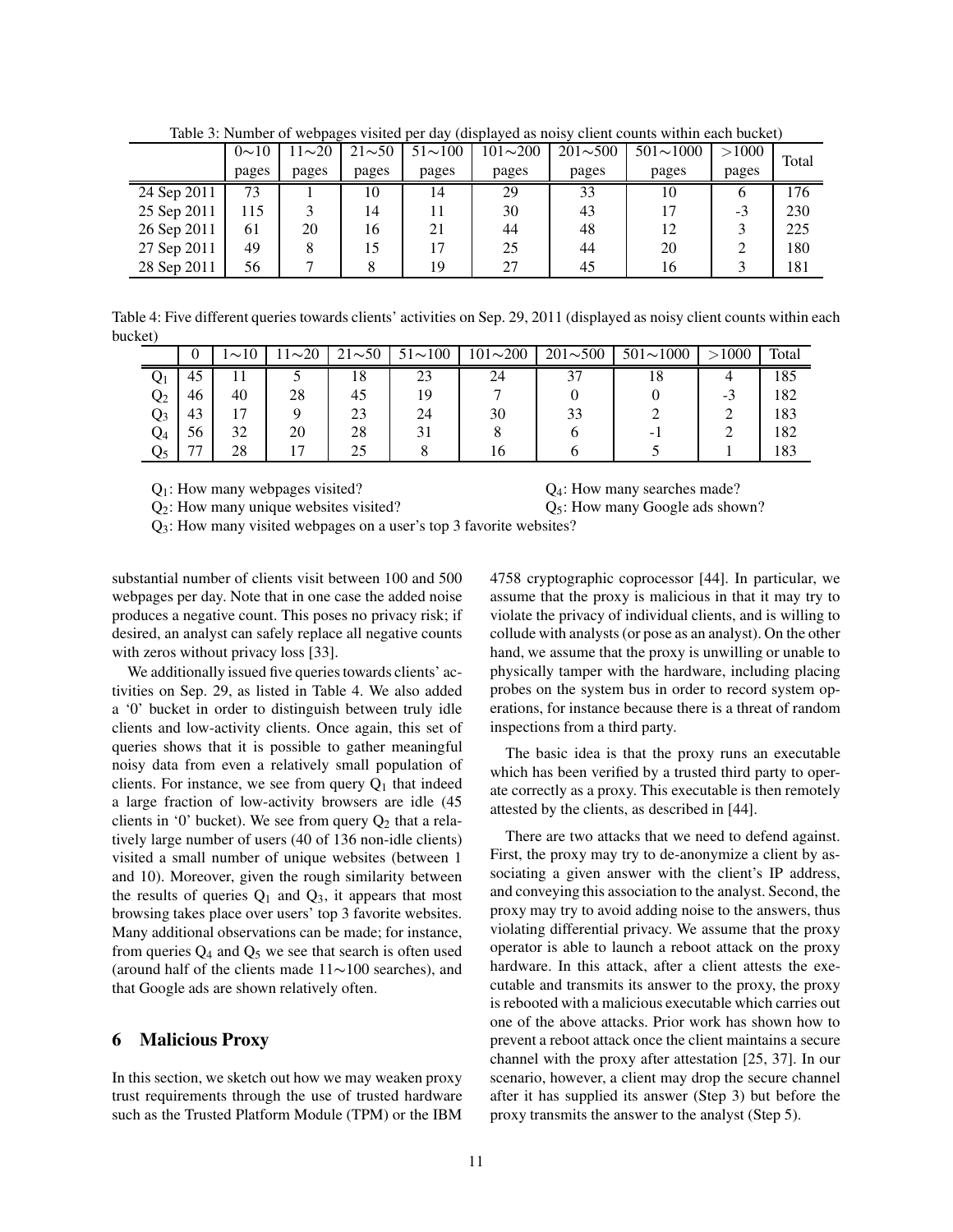Table 3: Number of webpages visited per day (displayed as noisy client counts within each bucket)

| | 0∼10 pages | 11∼20 pages | 21∼50 pages | 51∼100 pages | 101∼200 pages | 201∼500 pages | 501∼1000 pages | >1000 pages | Total |
|---|---|---|---|---|---|---|---|---|---|
| 24 Sep 2011 | 73 | 1 | 10 | 14 | 29 | 33 | 10 | 6 | 176 |
| 25 Sep 2011 | 115 | 3 | 14 | 11 | 30 | 43 | 17 | -3 | 230 |
| 26 Sep 2011 | 61 | 20 | 16 | 21 | 44 | 48 | 12 | 3 | 225 |
| 27 Sep 2011 | 49 | 8 | 15 | 17 | 25 | 44 | 20 | 2 | 180 |
| 28 Sep 2011 | 56 | 7 | 8 | 19 | 27 | 45 | 16 | 3 | 181 |

Table 4: Five different queries towards clients' activities on Sep. 29, 2011 (displayed as noisy client counts within each bucket)

| | 0 | 1∼10 | 11∼20 | 21∼50 | 51∼100 | 101∼200 | 201∼500 | 501∼1000 | >1000 | Total |
|---|---|---|---|---|---|---|---|---|---|---|
| $Q_1$ | 45 | 11 | 5 | 18 | 23 | 24 | 37 | 18 | 4 | 185 |
| $Q_2$ | 46 | 40 | 28 | 45 | 19 | 7 | 0 | 0 | -3 | 182 |
| $Q_3$ | 43 | 17 | 9 | 23 | 24 | 30 | 33 | 2 | 2 | 183 |
| $Q_4$ | 56 | 32 | 20 | 28 | 31 | 8 | 6 | -1 | 2 | 182 |
| $Q_5$ | 77 | 28 | 17 | 25 | 8 | 16 | 6 | 5 | 1 | 183 |

$Q_1$: How many webpages visited?
$Q_2$: How many unique websites visited?
$Q_3$: How many visited webpages on a user's top 3 favorite websites?
$Q_4$: How many searches made?
$Q_5$: How many Google ads shown?

substantial number of clients visit between 100 and 500 webpages per day. Note that in one case the added noise produces a negative count. This poses no privacy risk; if desired, an analyst can safely replace all negative counts with zeros without privacy loss [33].

We additionally issued five queries towards clients' activities on Sep. 29, as listed in Table 4. We also added a '0' bucket in order to distinguish between truly idle clients and low-activity clients. Once again, this set of queries shows that it is possible to gather meaningful noisy data from even a relatively small population of clients. For instance, we see from query $Q_1$ that indeed a large fraction of low-activity browsers are idle (45 clients in '0' bucket). We see from query $Q_2$ that a relatively large number of users (40 of 136 non-idle clients) visited a small number of unique websites (between 1 and 10). Moreover, given the rough similarity between the results of queries $Q_1$ and $Q_3$, it appears that most browsing takes place over users' top 3 favorite websites. Many additional observations can be made; for instance, from queries $Q_4$ and $Q_5$ we see that search is often used (around half of the clients made 11∼100 searches), and that Google ads are shown relatively often.

## 6 Malicious Proxy

In this section, we sketch out how we may weaken proxy trust requirements through the use of trusted hardware such as the Trusted Platform Module (TPM) or the IBM 4758 cryptographic coprocessor [44]. In particular, we assume that the proxy is malicious in that it may try to violate the privacy of individual clients, and is willing to collude with analysts (or pose as an analyst). On the other hand, we assume that the proxy is unwilling or unable to physically tamper with the hardware, including placing probes on the system bus in order to record system operations, for instance because there is a threat of random inspections from a third party.

The basic idea is that the proxy runs an executable which has been verified by a trusted third party to operate correctly as a proxy. This executable is then remotely attested by the clients, as described in [44].

There are two attacks that we need to defend against. First, the proxy may try to de-anonymize a client by associating a given answer with the client's IP address, and conveying this association to the analyst. Second, the proxy may try to avoid adding noise to the answers, thus violating differential privacy. We assume that the proxy operator is able to launch a reboot attack on the proxy hardware. In this attack, after a client attests the executable and transmits its answer to the proxy, the proxy is rebooted with a malicious executable which carries out one of the above attacks. Prior work has shown how to prevent a reboot attack once the client maintains a secure channel with the proxy after attestation [25, 37]. In our scenario, however, a client may drop the secure channel after it has supplied its answer (Step 3) but before the proxy transmits the answer to the analyst (Step 5).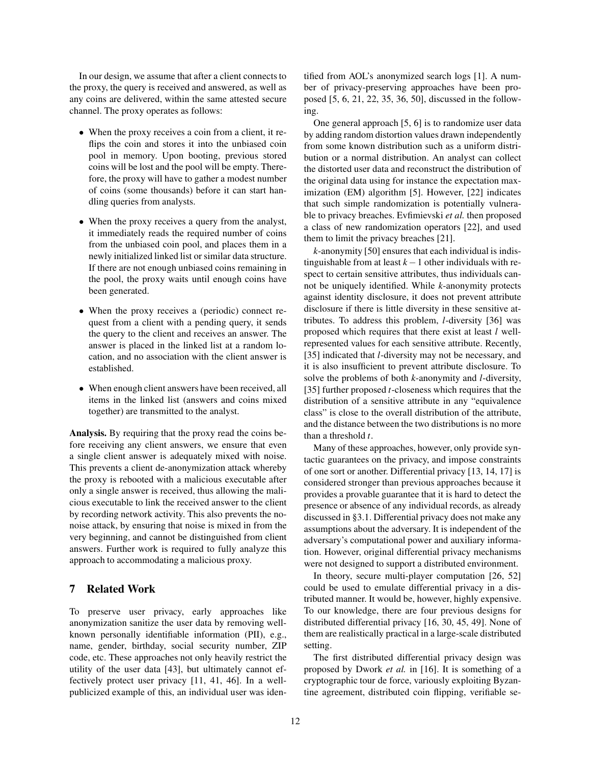In our design, we assume that after a client connects to the proxy, the query is received and answered, as well as any coins are delivered, within the same attested secure channel. The proxy operates as follows:

- When the proxy receives a coin from a client, it reflips the coin and stores it into the unbiased coin pool in memory. Upon booting, previous stored coins will be lost and the pool will be empty. Therefore, the proxy will have to gather a modest number of coins (some thousands) before it can start handling queries from analysts.
- When the proxy receives a query from the analyst, it immediately reads the required number of coins from the unbiased coin pool, and places them in a newly initialized linked list or similar data structure. If there are not enough unbiased coins remaining in the pool, the proxy waits until enough coins have been generated.
- When the proxy receives a (periodic) connect request from a client with a pending query, it sends the query to the client and receives an answer. The answer is placed in the linked list at a random location, and no association with the client answer is established.
- When enough client answers have been received, all items in the linked list (answers and coins mixed together) are transmitted to the analyst.

**Analysis.** By requiring that the proxy read the coins before receiving any client answers, we ensure that even a single client answer is adequately mixed with noise. This prevents a client de-anonymization attack whereby the proxy is rebooted with a malicious executable after only a single answer is received, thus allowing the malicious executable to link the received answer to the client by recording network activity. This also prevents the no-noise attack, by ensuring that noise is mixed in from the very beginning, and cannot be distinguished from client answers. Further work is required to fully analyze this approach to accommodating a malicious proxy.

## 7 Related Work

To preserve user privacy, early approaches like anonymization sanitize the user data by removing well-known personally identifiable information (PII), e.g., name, gender, birthday, social security number, ZIP code, etc. These approaches not only heavily restrict the utility of the user data [43], but ultimately cannot effectively protect user privacy [11, 41, 46]. In a well-publicized example of this, an individual user was identified from AOL's anonymized search logs [1]. A number of privacy-preserving approaches have been proposed [5, 6, 21, 22, 35, 36, 50], discussed in the following.

One general approach [5, 6] is to randomize user data by adding random distortion values drawn independently from some known distribution such as a uniform distribution or a normal distribution. An analyst can collect the distorted user data and reconstruct the distribution of the original data using for instance the expectation maximization (EM) algorithm [5]. However, [22] indicates that such simple randomization is potentially vulnerable to privacy breaches. Evfimievski *et al.* then proposed a class of new randomization operators [22], and used them to limit the privacy breaches [21].

$k$-anonymity [50] ensures that each individual is indistinguishable from at least $k-1$ other individuals with respect to certain sensitive attributes, thus individuals cannot be uniquely identified. While $k$-anonymity protects against identity disclosure, it does not prevent attribute disclosure if there is little diversity in these sensitive attributes. To address this problem, $l$-diversity [36] was proposed which requires that there exist at least $l$ well-represented values for each sensitive attribute. Recently, [35] indicated that $l$-diversity may not be necessary, and it is also insufficient to prevent attribute disclosure. To solve the problems of both $k$-anonymity and $l$-diversity, [35] further proposed $t$-closeness which requires that the distribution of a sensitive attribute in any "equivalence class" is close to the overall distribution of the attribute, and the distance between the two distributions is no more than a threshold $t$.

Many of these approaches, however, only provide syntactic guarantees on the privacy, and impose constraints of one sort or another. Differential privacy [13, 14, 17] is considered stronger than previous approaches because it provides a provable guarantee that it is hard to detect the presence or absence of any individual records, as already discussed in §3.1. Differential privacy does not make any assumptions about the adversary. It is independent of the adversary's computational power and auxiliary information. However, original differential privacy mechanisms were not designed to support a distributed environment.

In theory, secure multi-player computation [26, 52] could be used to emulate differential privacy in a distributed manner. It would be, however, highly expensive. To our knowledge, there are four previous designs for distributed differential privacy [16, 30, 45, 49]. None of them are realistically practical in a large-scale distributed setting.

The first distributed differential privacy design was proposed by Dwork *et al.* in [16]. It is something of a cryptographic tour de force, variously exploiting Byzantine agreement, distributed coin flipping, verifiable se-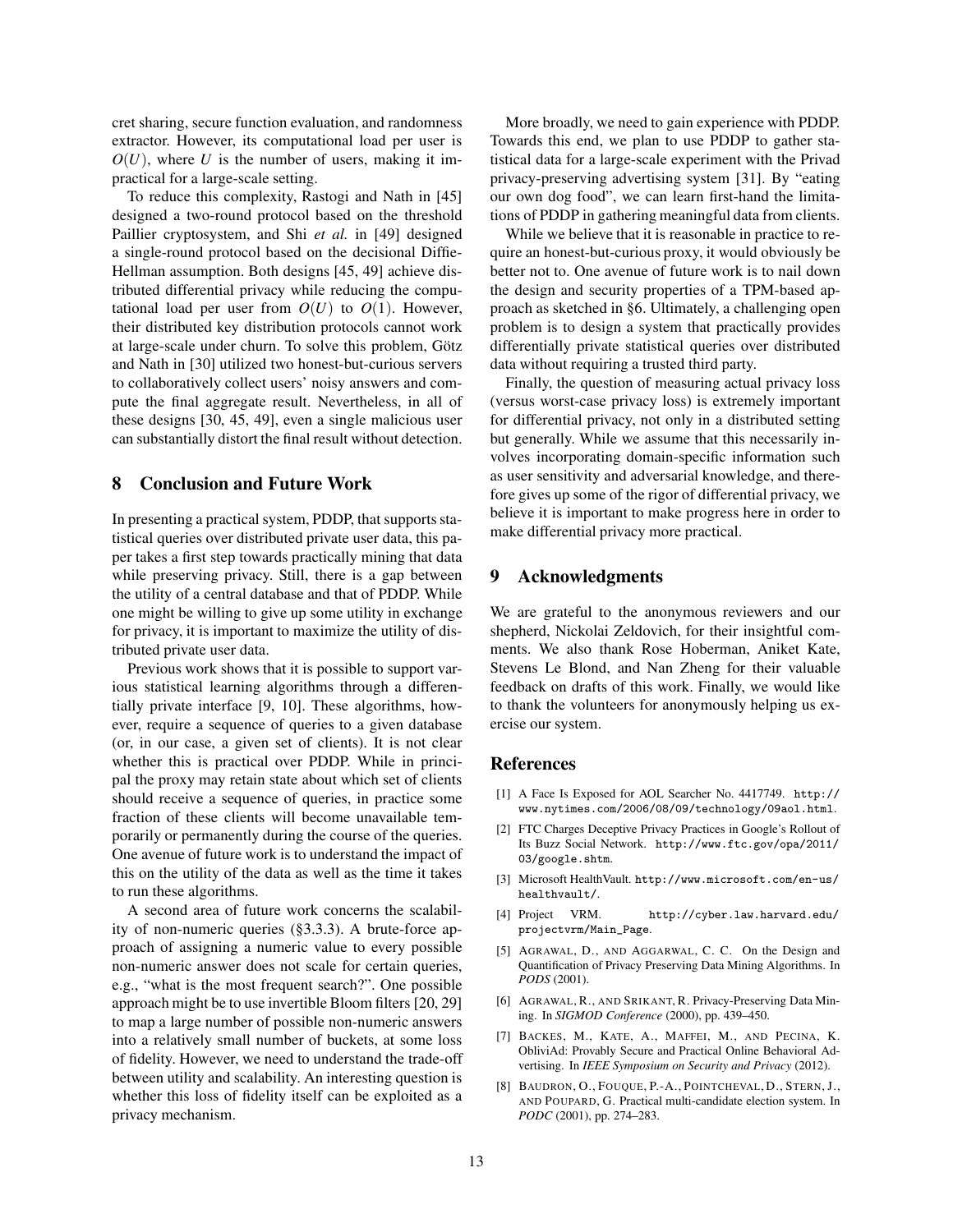cret sharing, secure function evaluation, and randomness extractor. However, its computational load per user is $O(U)$, where $U$ is the number of users, making it impractical for a large-scale setting.

To reduce this complexity, Rastogi and Nath in [45] designed a two-round protocol based on the threshold Paillier cryptosystem, and Shi *et al.* in [49] designed a single-round protocol based on the decisional Diffie-Hellman assumption. Both designs [45, 49] achieve distributed differential privacy while reducing the computational load per user from $O(U)$ to $O(1)$. However, their distributed key distribution protocols cannot work at large-scale under churn. To solve this problem, Götz and Nath in [30] utilized two honest-but-curious servers to collaboratively collect users' noisy answers and compute the final aggregate result. Nevertheless, in all of these designs [30, 45, 49], even a single malicious user can substantially distort the final result without detection.

## 8 Conclusion and Future Work

In presenting a practical system, PDDP, that supports statistical queries over distributed private user data, this paper takes a first step towards practically mining that data while preserving privacy. Still, there is a gap between the utility of a central database and that of PDDP. While one might be willing to give up some utility in exchange for privacy, it is important to maximize the utility of distributed private user data.

Previous work shows that it is possible to support various statistical learning algorithms through a differentially private interface [9, 10]. These algorithms, however, require a sequence of queries to a given database (or, in our case, a given set of clients). It is not clear whether this is practical over PDDP. While in principal the proxy may retain state about which set of clients should receive a sequence of queries, in practice some fraction of these clients will become unavailable temporarily or permanently during the course of the queries. One avenue of future work is to understand the impact of this on the utility of the data as well as the time it takes to run these algorithms.

A second area of future work concerns the scalability of non-numeric queries (§3.3.3). A brute-force approach of assigning a numeric value to every possible non-numeric answer does not scale for certain queries, e.g., "what is the most frequent search?". One possible approach might be to use invertible Bloom filters [20, 29] to map a large number of possible non-numeric answers into a relatively small number of buckets, at some loss of fidelity. However, we need to understand the trade-off between utility and scalability. An interesting question is whether this loss of fidelity itself can be exploited as a privacy mechanism.

More broadly, we need to gain experience with PDDP. Towards this end, we plan to use PDDP to gather statistical data for a large-scale experiment with the Privad privacy-preserving advertising system [31]. By "eating our own dog food", we can learn first-hand the limitations of PDDP in gathering meaningful data from clients.

While we believe that it is reasonable in practice to require an honest-but-curious proxy, it would obviously be better not to. One avenue of future work is to nail down the design and security properties of a TPM-based approach as sketched in §6. Ultimately, a challenging open problem is to design a system that practically provides differentially private statistical queries over distributed data without requiring a trusted third party.

Finally, the question of measuring actual privacy loss (versus worst-case privacy loss) is extremely important for differential privacy, not only in a distributed setting but generally. While we assume that this necessarily involves incorporating domain-specific information such as user sensitivity and adversarial knowledge, and therefore gives up some of the rigor of differential privacy, we believe it is important to make progress here in order to make differential privacy more practical.

## 9 Acknowledgments

We are grateful to the anonymous reviewers and our shepherd, Nickolai Zeldovich, for their insightful comments. We also thank Rose Hoberman, Aniket Kate, Stevens Le Blond, and Nan Zheng for their valuable feedback on drafts of this work. Finally, we would like to thank the volunteers for anonymously helping us exercise our system.

## References

[1] A Face Is Exposed for AOL Searcher No. 4417749. http://www.nytimes.com/2006/08/09/technology/09aol.html.

[2] FTC Charges Deceptive Privacy Practices in Google's Rollout of Its Buzz Social Network. http://www.ftc.gov/opa/2011/03/google.shtm.

[3] Microsoft HealthVault. http://www.microsoft.com/en-us/healthvault/.

[4] Project VRM. http://cyber.law.harvard.edu/projectvrm/Main_Page.

[5] AGRAWAL, D., AND AGGARWAL, C. C. On the Design and Quantification of Privacy Preserving Data Mining Algorithms. In *PODS* (2001).

[6] AGRAWAL, R., AND SRIKANT, R. Privacy-Preserving Data Mining. In *SIGMOD Conference* (2000), pp. 439–450.

[7] BACKES, M., KATE, A., MAFFEI, M., AND PECINA, K. ObliviAd: Provably Secure and Practical Online Behavioral Advertising. In *IEEE Symposium on Security and Privacy* (2012).

[8] BAUDRON, O., FOUQUE, P.-A., POINTCHEVAL, D., STERN, J., AND POUPARD, G. Practical multi-candidate election system. In *PODC* (2001), pp. 274–283.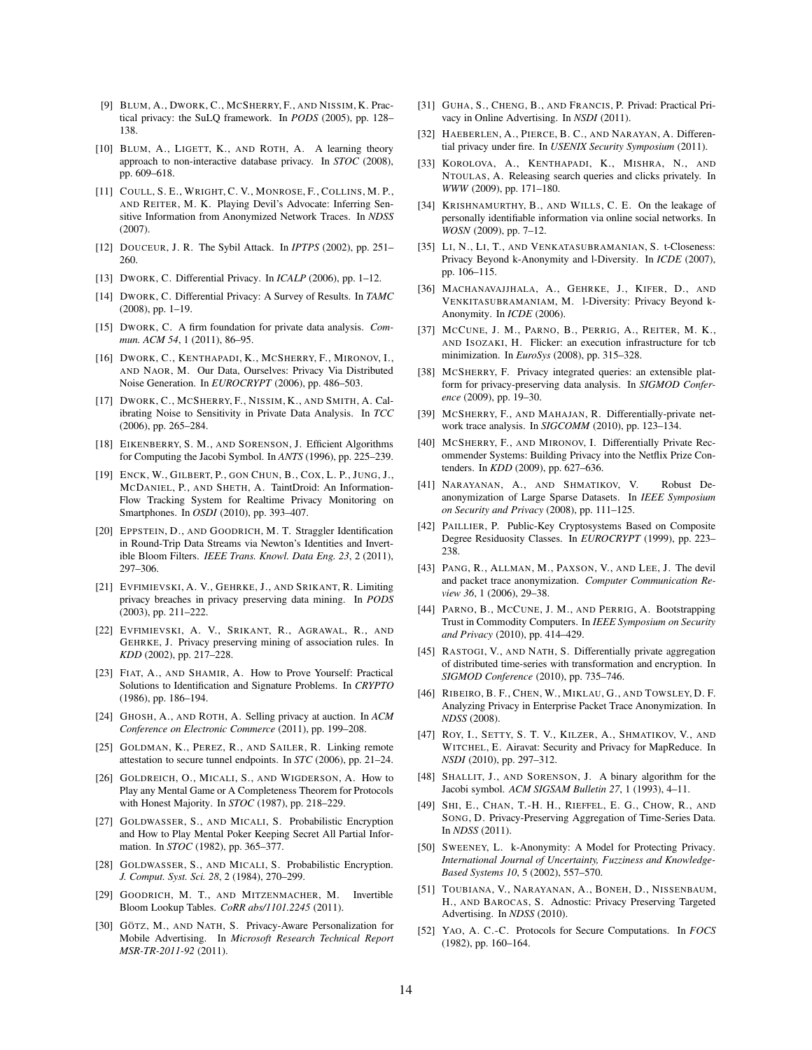[9] Blum, A., Dwork, C., McSherry, F., and Nissim, K. Practical privacy: the SuLQ framework. In *PODS* (2005), pp. 128–138.

[10] Blum, A., Ligett, K., and Roth, A. A learning theory approach to non-interactive database privacy. In *STOC* (2008), pp. 609–618.

[11] Coull, S. E., Wright, C. V., Monrose, F., Collins, M. P., and Reiter, M. K. Playing Devil's Advocate: Inferring Sensitive Information from Anonymized Network Traces. In *NDSS* (2007).

[12] Douceur, J. R. The Sybil Attack. In *IPTPS* (2002), pp. 251–260.

[13] Dwork, C. Differential Privacy. In *ICALP* (2006), pp. 1–12.

[14] Dwork, C. Differential Privacy: A Survey of Results. In *TAMC* (2008), pp. 1–19.

[15] Dwork, C. A firm foundation for private data analysis. *Commun. ACM 54*, 1 (2011), 86–95.

[16] Dwork, C., Kenthapadi, K., McSherry, F., Mironov, I., and Naor, M. Our Data, Ourselves: Privacy Via Distributed Noise Generation. In *EUROCRYPT* (2006), pp. 486–503.

[17] Dwork, C., McSherry, F., Nissim, K., and Smith, A. Calibrating Noise to Sensitivity in Private Data Analysis. In *TCC* (2006), pp. 265–284.

[18] Eikenberry, S. M., and Sorenson, J. Efficient Algorithms for Computing the Jacobi Symbol. In *ANTS* (1996), pp. 225–239.

[19] Enck, W., Gilbert, P., gon Chun, B., Cox, L. P., Jung, J., McDaniel, P., and Sheth, A. TaintDroid: An Information-Flow Tracking System for Realtime Privacy Monitoring on Smartphones. In *OSDI* (2010), pp. 393–407.

[20] Eppstein, D., and Goodrich, M. T. Straggler Identification in Round-Trip Data Streams via Newton's Identities and Invertible Bloom Filters. *IEEE Trans. Knowl. Data Eng. 23*, 2 (2011), 297–306.

[21] Evfimievski, A. V., Gehrke, J., and Srikant, R. Limiting privacy breaches in privacy preserving data mining. In *PODS* (2003), pp. 211–222.

[22] Evfimievski, A. V., Srikant, R., Agrawal, R., and Gehrke, J. Privacy preserving mining of association rules. In *KDD* (2002), pp. 217–228.

[23] Fiat, A., and Shamir, A. How to Prove Yourself: Practical Solutions to Identification and Signature Problems. In *CRYPTO* (1986), pp. 186–194.

[24] Ghosh, A., and Roth, A. Selling privacy at auction. In *ACM Conference on Electronic Commerce* (2011), pp. 199–208.

[25] Goldman, K., Perez, R., and Sailer, R. Linking remote attestation to secure tunnel endpoints. In *STC* (2006), pp. 21–24.

[26] Goldreich, O., Micali, S., and Wigderson, A. How to Play any Mental Game or A Completeness Theorem for Protocols with Honest Majority. In *STOC* (1987), pp. 218–229.

[27] Goldwasser, S., and Micali, S. Probabilistic Encryption and How to Play Mental Poker Keeping Secret All Partial Information. In *STOC* (1982), pp. 365–377.

[28] Goldwasser, S., and Micali, S. Probabilistic Encryption. *J. Comput. Syst. Sci. 28*, 2 (1984), 270–299.

[29] Goodrich, M. T., and Mitzenmacher, M. Invertible Bloom Lookup Tables. *CoRR abs/1101.2245* (2011).

[30] Götz, M., and Nath, S. Privacy-Aware Personalization for Mobile Advertising. In *Microsoft Research Technical Report MSR-TR-2011-92* (2011).

[31] Guha, S., Cheng, B., and Francis, P. Privad: Practical Privacy in Online Advertising. In *NSDI* (2011).

[32] Haeberlen, A., Pierce, B. C., and Narayan, A. Differential privacy under fire. In *USENIX Security Symposium* (2011).

[33] Korolova, A., Kenthapadi, K., Mishra, N., and Ntoulas, A. Releasing search queries and clicks privately. In *WWW* (2009), pp. 171–180.

[34] Krishnamurthy, B., and Wills, C. E. On the leakage of personally identifiable information via online social networks. In *WOSN* (2009), pp. 7–12.

[35] Li, N., Li, T., and Venkatasubramanian, S. t-Closeness: Privacy Beyond k-Anonymity and l-Diversity. In *ICDE* (2007), pp. 106–115.

[36] Machanavajjhala, A., Gehrke, J., Kifer, D., and Venkitasubramaniam, M. l-Diversity: Privacy Beyond k-Anonymity. In *ICDE* (2006).

[37] McCune, J. M., Parno, B., Perrig, A., Reiter, M. K., and Isozaki, H. Flicker: an execution infrastructure for tcb minimization. In *EuroSys* (2008), pp. 315–328.

[38] McSherry, F. Privacy integrated queries: an extensible platform for privacy-preserving data analysis. In *SIGMOD Conference* (2009), pp. 19–30.

[39] McSherry, F., and Mahajan, R. Differentially-private network trace analysis. In *SIGCOMM* (2010), pp. 123–134.

[40] McSherry, F., and Mironov, I. Differentially Private Recommender Systems: Building Privacy into the Netflix Prize Contenders. In *KDD* (2009), pp. 627–636.

[41] Narayanan, A., and Shmatikov, V. Robust De-anonymization of Large Sparse Datasets. In *IEEE Symposium on Security and Privacy* (2008), pp. 111–125.

[42] Paillier, P. Public-Key Cryptosystems Based on Composite Degree Residuosity Classes. In *EUROCRYPT* (1999), pp. 223–238.

[43] Pang, R., Allman, M., Paxson, V., and Lee, J. The devil and packet trace anonymization. *Computer Communication Review 36*, 1 (2006), 29–38.

[44] Parno, B., McCune, J. M., and Perrig, A. Bootstrapping Trust in Commodity Computers. In *IEEE Symposium on Security and Privacy* (2010), pp. 414–429.

[45] Rastogi, V., and Nath, S. Differentially private aggregation of distributed time-series with transformation and encryption. In *SIGMOD Conference* (2010), pp. 735–746.

[46] Ribeiro, B. F., Chen, W., Miklau, G., and Towsley, D. F. Analyzing Privacy in Enterprise Packet Trace Anonymization. In *NDSS* (2008).

[47] Roy, I., Setty, S. T. V., Kilzer, A., Shmatikov, V., and Witchel, E. Airavat: Security and Privacy for MapReduce. In *NSDI* (2010), pp. 297–312.

[48] Shallit, J., and Sorenson, J. A binary algorithm for the Jacobi symbol. *ACM SIGSAM Bulletin 27*, 1 (1993), 4–11.

[49] Shi, E., Chan, T.-H. H., Rieffel, E. G., Chow, R., and Song, D. Privacy-Preserving Aggregation of Time-Series Data. In *NDSS* (2011).

[50] Sweeney, L. k-Anonymity: A Model for Protecting Privacy. *International Journal of Uncertainty, Fuzziness and Knowledge-Based Systems 10*, 5 (2002), 557–570.

[51] Toubiana, V., Narayanan, A., Boneh, D., Nissenbaum, H., and Barocas, S. Adnostic: Privacy Preserving Targeted Advertising. In *NDSS* (2010).

[52] Yao, A. C.-C. Protocols for Secure Computations. In *FOCS* (1982), pp. 160–164.